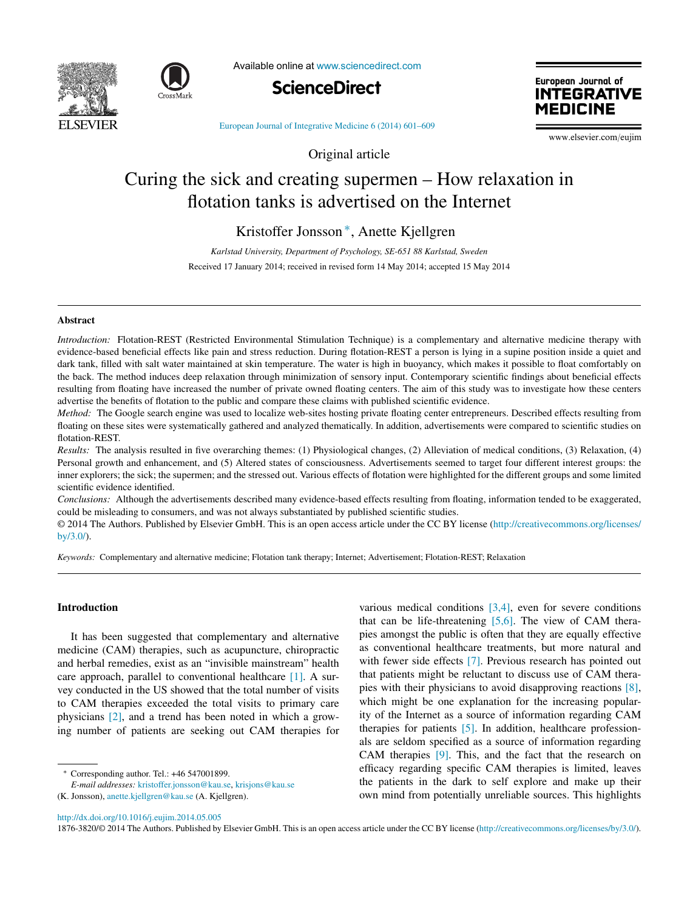Original article

# Curing the sick and creating supermen – How relaxation in flotation tanks is advertised on the Internet

Kristoffer Jonsson*, Anette Kjellgren

*Karlstad University, Department of Psychology, SE-651 88 Karlstad, Sweden*

Received 17 January 2014; received in revised form 14 May 2014; accepted 15 May 2014

## Abstract

*Introduction:* Flotation-REST (Restricted Environmental Stimulation Technique) is a complementary and alternative medicine therapy with evidence-based beneficial effects like pain and stress reduction. During flotation-REST a person is lying in a supine position inside a quiet and dark tank, filled with salt water maintained at skin temperature. The water is high in buoyancy, which makes it possible to float comfortably on the back. The method induces deep relaxation through minimization of sensory input. Contemporary scientific findings about beneficial effects resulting from floating have increased the number of private owned floating centers. The aim of this study was to investigate how these centers advertise the benefits of flotation to the public and compare these claims with published scientific evidence.

*Method:* The Google search engine was used to localize web-sites hosting private floating center entrepreneurs. Described effects resulting from floating on these sites were systematically gathered and analyzed thematically. In addition, advertisements were compared to scientific studies on flotation-REST.

*Results:* The analysis resulted in five overarching themes: (1) Physiological changes, (2) Alleviation of medical conditions, (3) Relaxation, (4) Personal growth and enhancement, and (5) Altered states of consciousness. Advertisements seemed to target four different interest groups: the inner explorers; the sick; the supermen; and the stressed out. Various effects of flotation were highlighted for the different groups and some limited scientific evidence identified.

*Conclusions:* Although the advertisements described many evidence-based effects resulting from floating, information tended to be exaggerated, could be misleading to consumers, and was not always substantiated by published scientific studies.

© 2014 The Authors. Published by Elsevier GmbH. This is an open access article under the CC BY license (http://creativecommons.org/licenses/by/3.0/).

*Keywords:* Complementary and alternative medicine; Flotation tank therapy; Internet; Advertisement; Flotation-REST; Relaxation

## Introduction

It has been suggested that complementary and alternative medicine (CAM) therapies, such as acupuncture, chiropractic and herbal remedies, exist as an "invisible mainstream" health care approach, parallel to conventional healthcare [1]. A survey conducted in the US showed that the total number of visits to CAM therapies exceeded the total visits to primary care physicians [2], and a trend has been noted in which a growing number of patients are seeking out CAM therapies for various medical conditions [3,4], even for severe conditions that can be life-threatening [5,6]. The view of CAM therapies amongst the public is often that they are equally effective as conventional healthcare treatments, but more natural and with fewer side effects [7]. Previous research has pointed out that patients might be reluctant to discuss use of CAM therapies with their physicians to avoid disapproving reactions [8], which might be one explanation for the increasing popularity of the Internet as a source of information regarding CAM therapies for patients [5]. In addition, healthcare professionals are seldom specified as a source of information regarding CAM therapies [9]. This, and the fact that the research on efficacy regarding specific CAM therapies is limited, leaves the patients in the dark to self explore and make up their own mind from potentially unreliable sources. This highlights

* Corresponding author. Tel.: +46 547001899.
*E-mail addresses:* kristoffer.jonsson@kau.se, krisjons@kau.se (K. Jonsson), anette.kjellgren@kau.se (A. Kjellgren).

http://dx.doi.org/10.1016/j.eujim.2014.05.005
1876-3820/© 2014 The Authors. Published by Elsevier GmbH. This is an open access article under the CC BY license (http://creativecommons.org/licenses/by/3.0/).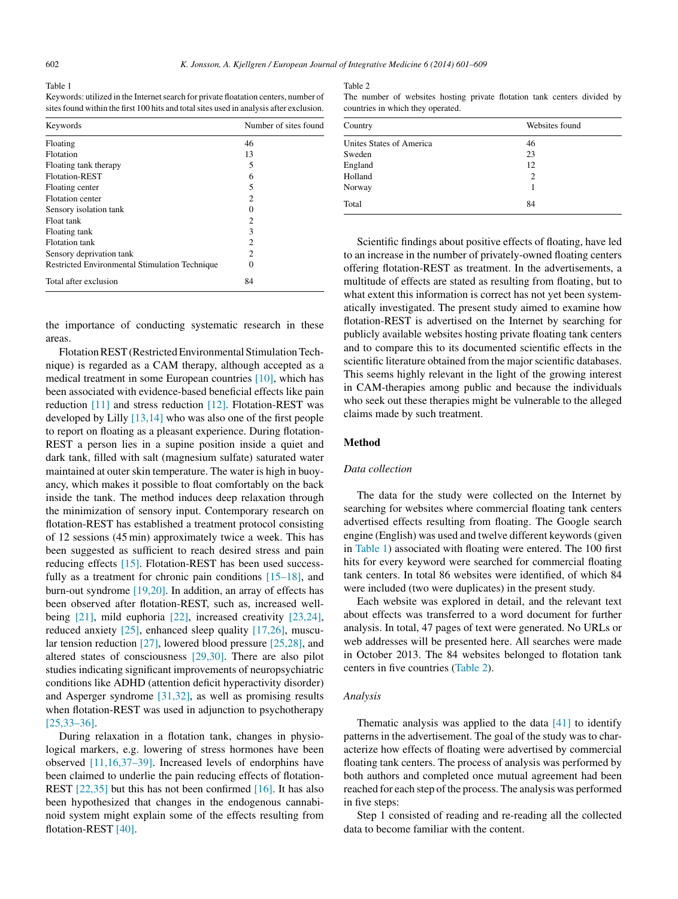Table 1
Keywords: utilized in the Internet search for private floatation centers, number of sites found within the first 100 hits and total sites used in analysis after exclusion.

| Keywords | Number of sites found |
|---|---|
| Floating | 46 |
| Flotation | 13 |
| Floating tank therapy | 5 |
| Flotation-REST | 6 |
| Floating center | 5 |
| Flotation center | 2 |
| Sensory isolation tank | 0 |
| Float tank | 2 |
| Floating tank | 3 |
| Flotation tank | 2 |
| Sensory deprivation tank | 2 |
| Restricted Environmental Stimulation Technique | 0 |
| Total after exclusion | 84 |

the importance of conducting systematic research in these areas.

Flotation REST (Restricted Environmental Stimulation Technique) is regarded as a CAM therapy, although accepted as a medical treatment in some European countries [10], which has been associated with evidence-based beneficial effects like pain reduction [11] and stress reduction [12]. Flotation-REST was developed by Lilly [13,14] who was also one of the first people to report on floating as a pleasant experience. During flotation-REST a person lies in a supine position inside a quiet and dark tank, filled with salt (magnesium sulfate) saturated water maintained at outer skin temperature. The water is high in buoyancy, which makes it possible to float comfortably on the back inside the tank. The method induces deep relaxation through the minimization of sensory input. Contemporary research on flotation-REST has established a treatment protocol consisting of 12 sessions (45 min) approximately twice a week. This has been suggested as sufficient to reach desired stress and pain reducing effects [15]. Flotation-REST has been used successfully as a treatment for chronic pain conditions [15–18], and burn-out syndrome [19,20]. In addition, an array of effects has been observed after flotation-REST, such as, increased well-being [21], mild euphoria [22], increased creativity [23,24], reduced anxiety [25], enhanced sleep quality [17,26], muscular tension reduction [27], lowered blood pressure [25,28], and altered states of consciousness [29,30]. There are also pilot studies indicating significant improvements of neuropsychiatric conditions like ADHD (attention deficit hyperactivity disorder) and Asperger syndrome [31,32], as well as promising results when flotation-REST was used in adjunction to psychotherapy [25,33–36].

During relaxation in a flotation tank, changes in physiological markers, e.g. lowering of stress hormones have been observed [11,16,37–39]. Increased levels of endorphins have been claimed to underlie the pain reducing effects of flotation-REST [22,35] but this has not been confirmed [16]. It has also been hypothesized that changes in the endogenous cannabinoid system might explain some of the effects resulting from flotation-REST [40].

Table 2
The number of websites hosting private flotation tank centers divided by countries in which they operated.

| Country | Websites found |
|---|---|
| Unites States of America | 46 |
| Sweden | 23 |
| England | 12 |
| Holland | 2 |
| Norway | 1 |
| Total | 84 |

Scientific findings about positive effects of floating, have led to an increase in the number of privately-owned floating centers offering flotation-REST as treatment. In the advertisements, a multitude of effects are stated as resulting from floating, but to what extent this information is correct has not yet been systematically investigated. The present study aimed to examine how flotation-REST is advertised on the Internet by searching for publicly available websites hosting private floating tank centers and to compare this to its documented scientific effects in the scientific literature obtained from the major scientific databases. This seems highly relevant in the light of the growing interest in CAM-therapies among public and because the individuals who seek out these therapies might be vulnerable to the alleged claims made by such treatment.

## Method

### *Data collection*

The data for the study were collected on the Internet by searching for websites where commercial floating tank centers advertised effects resulting from floating. The Google search engine (English) was used and twelve different keywords (given in Table 1) associated with floating were entered. The 100 first hits for every keyword were searched for commercial floating tank centers. In total 86 websites were identified, of which 84 were included (two were duplicates) in the present study.

Each website was explored in detail, and the relevant text about effects was transferred to a word document for further analysis. In total, 47 pages of text were generated. No URLs or web addresses will be presented here. All searches were made in October 2013. The 84 websites belonged to flotation tank centers in five countries (Table 2).

### *Analysis*

Thematic analysis was applied to the data [41] to identify patterns in the advertisement. The goal of the study was to characterize how effects of floating were advertised by commercial floating tank centers. The process of analysis was performed by both authors and completed once mutual agreement had been reached for each step of the process. The analysis was performed in five steps:

Step 1 consisted of reading and re-reading all the collected data to become familiar with the content.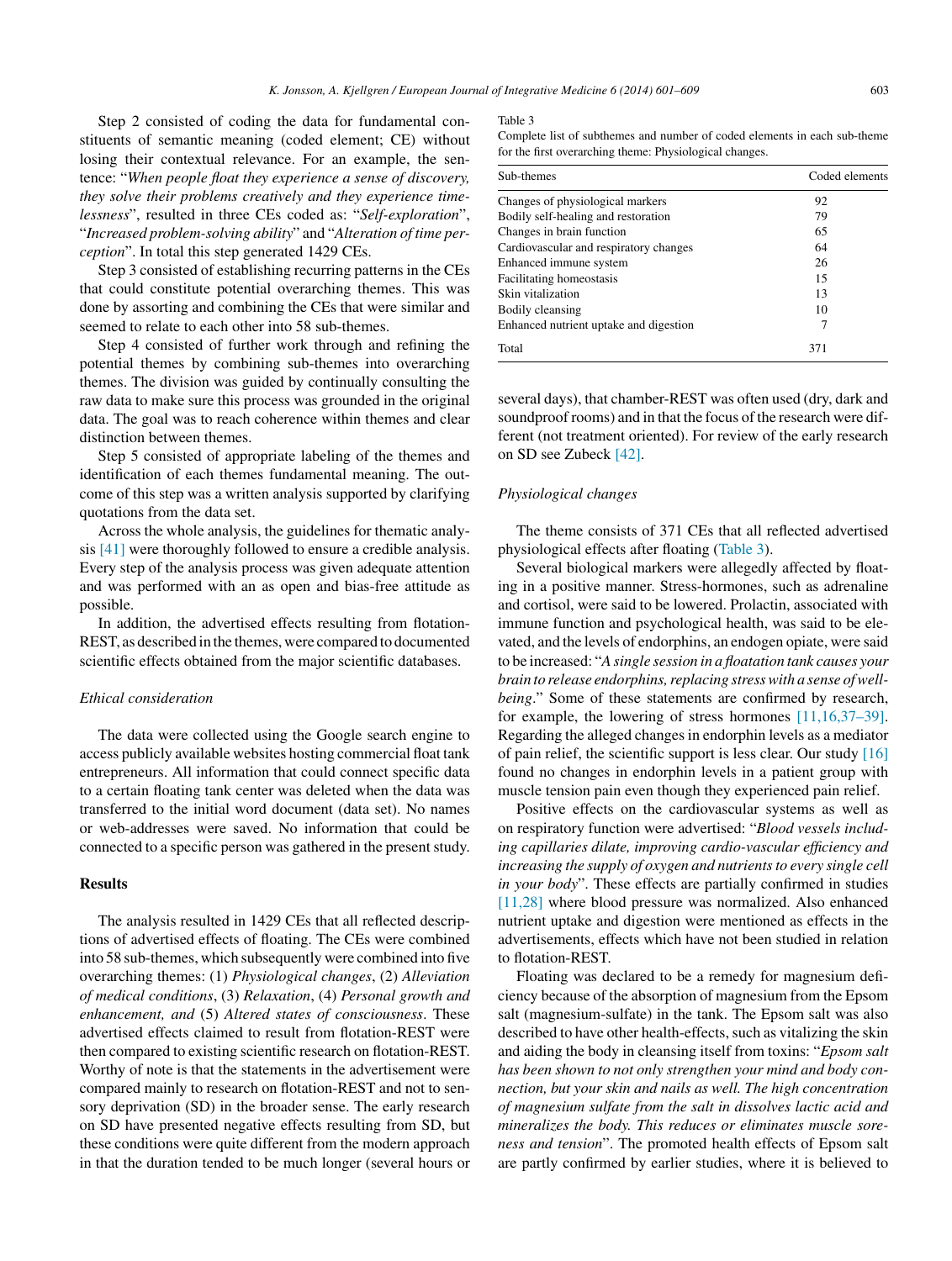Step 2 consisted of coding the data for fundamental constituents of semantic meaning (coded element; CE) without losing their contextual relevance. For an example, the sentence: "*When people float they experience a sense of discovery, they solve their problems creatively and they experience timelessness*", resulted in three CEs coded as: "*Self-exploration*", "*Increased problem-solving ability*" and "*Alteration of time perception*". In total this step generated 1429 CEs.

Step 3 consisted of establishing recurring patterns in the CEs that could constitute potential overarching themes. This was done by assorting and combining the CEs that were similar and seemed to relate to each other into 58 sub-themes.

Step 4 consisted of further work through and refining the potential themes by combining sub-themes into overarching themes. The division was guided by continually consulting the raw data to make sure this process was grounded in the original data. The goal was to reach coherence within themes and clear distinction between themes.

Step 5 consisted of appropriate labeling of the themes and identification of each themes fundamental meaning. The outcome of this step was a written analysis supported by clarifying quotations from the data set.

Across the whole analysis, the guidelines for thematic analysis [41] were thoroughly followed to ensure a credible analysis. Every step of the analysis process was given adequate attention and was performed with an as open and bias-free attitude as possible.

In addition, the advertised effects resulting from flotation-REST, as described in the themes, were compared to documented scientific effects obtained from the major scientific databases.

### *Ethical consideration*

The data were collected using the Google search engine to access publicly available websites hosting commercial float tank entrepreneurs. All information that could connect specific data to a certain floating tank center was deleted when the data was transferred to the initial word document (data set). No names or web-addresses were saved. No information that could be connected to a specific person was gathered in the present study.

## Results

The analysis resulted in 1429 CEs that all reflected descriptions of advertised effects of floating. The CEs were combined into 58 sub-themes, which subsequently were combined into five overarching themes: (1) *Physiological changes*, (2) *Alleviation of medical conditions*, (3) *Relaxation*, (4) *Personal growth and enhancement, and* (5) *Altered states of consciousness*. These advertised effects claimed to result from flotation-REST were then compared to existing scientific research on flotation-REST. Worthy of note is that the statements in the advertisement were compared mainly to research on flotation-REST and not to sensory deprivation (SD) in the broader sense. The early research on SD have presented negative effects resulting from SD, but these conditions were quite different from the modern approach in that the duration tended to be much longer (several hours or several days), that chamber-REST was often used (dry, dark and soundproof rooms) and in that the focus of the research were different (not treatment oriented). For review of the early research on SD see Zubeck [42].

Table 3
Complete list of subthemes and number of coded elements in each sub-theme for the first overarching theme: Physiological changes.

| Sub-themes | Coded elements |
|---|---|
| Changes of physiological markers | 92 |
| Bodily self-healing and restoration | 79 |
| Changes in brain function | 65 |
| Cardiovascular and respiratory changes | 64 |
| Enhanced immune system | 26 |
| Facilitating homeostasis | 15 |
| Skin vitalization | 13 |
| Bodily cleansing | 10 |
| Enhanced nutrient uptake and digestion | 7 |
| Total | 371 |

### *Physiological changes*

The theme consists of 371 CEs that all reflected advertised physiological effects after floating (Table 3).

Several biological markers were allegedly affected by floating in a positive manner. Stress-hormones, such as adrenaline and cortisol, were said to be lowered. Prolactin, associated with immune function and psychological health, was said to be elevated, and the levels of endorphins, an endogen opiate, were said to be increased: "*A single session in a floatation tank causes your brain to release endorphins, replacing stress with a sense of well-being*." Some of these statements are confirmed by research, for example, the lowering of stress hormones [11,16,37–39]. Regarding the alleged changes in endorphin levels as a mediator of pain relief, the scientific support is less clear. Our study [16] found no changes in endorphin levels in a patient group with muscle tension pain even though they experienced pain relief.

Positive effects on the cardiovascular systems as well as on respiratory function were advertised: "*Blood vessels including capillaries dilate, improving cardio-vascular efficiency and increasing the supply of oxygen and nutrients to every single cell in your body*". These effects are partially confirmed in studies [11,28] where blood pressure was normalized. Also enhanced nutrient uptake and digestion were mentioned as effects in the advertisements, effects which have not been studied in relation to flotation-REST.

Floating was declared to be a remedy for magnesium deficiency because of the absorption of magnesium from the Epsom salt (magnesium-sulfate) in the tank. The Epsom salt was also described to have other health-effects, such as vitalizing the skin and aiding the body in cleansing itself from toxins: "*Epsom salt has been shown to not only strengthen your mind and body connection, but your skin and nails as well. The high concentration of magnesium sulfate from the salt in dissolves lactic acid and mineralizes the body. This reduces or eliminates muscle soreness and tension*". The promoted health effects of Epsom salt are partly confirmed by earlier studies, where it is believed to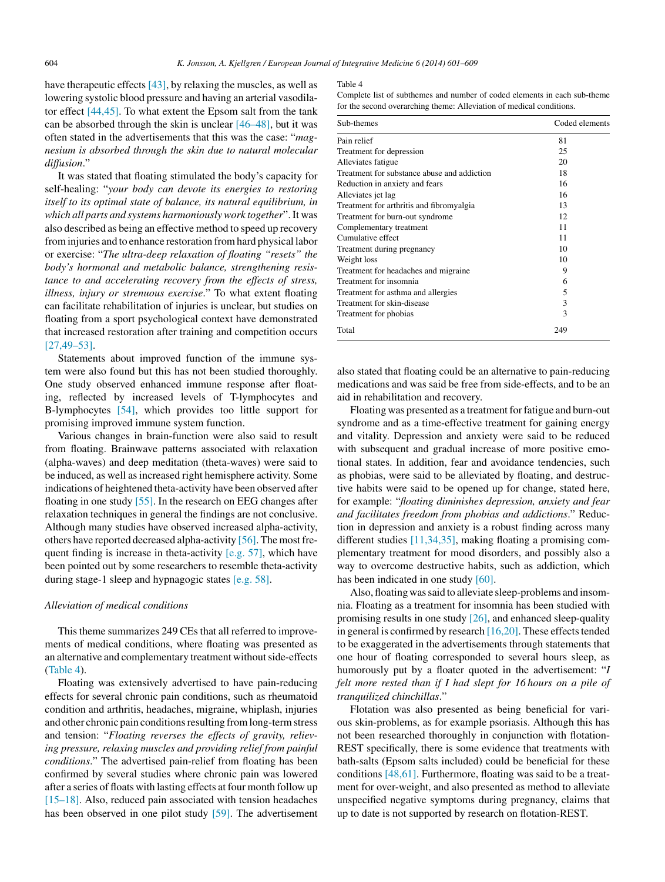have therapeutic effects [43], by relaxing the muscles, as well as lowering systolic blood pressure and having an arterial vasodilator effect [44,45]. To what extent the Epsom salt from the tank can be absorbed through the skin is unclear [46–48], but it was often stated in the advertisements that this was the case: "*magnesium is absorbed through the skin due to natural molecular diffusion*."

It was stated that floating stimulated the body's capacity for self-healing: "*your body can devote its energies to restoring itself to its optimal state of balance, its natural equilibrium, in which all parts and systems harmoniously work together*". It was also described as being an effective method to speed up recovery from injuries and to enhance restoration from hard physical labor or exercise: "*The ultra-deep relaxation of floating "resets" the body's hormonal and metabolic balance, strengthening resistance to and accelerating recovery from the effects of stress, illness, injury or strenuous exercise*." To what extent floating can facilitate rehabilitation of injuries is unclear, but studies on floating from a sport psychological context have demonstrated that increased restoration after training and competition occurs [27,49–53].

Statements about improved function of the immune system were also found but this has not been studied thoroughly. One study observed enhanced immune response after floating, reflected by increased levels of T-lymphocytes and B-lymphocytes [54], which provides too little support for promising improved immune system function.

Various changes in brain-function were also said to result from floating. Brainwave patterns associated with relaxation (alpha-waves) and deep meditation (theta-waves) were said to be induced, as well as increased right hemisphere activity. Some indications of heightened theta-activity have been observed after floating in one study [55]. In the research on EEG changes after relaxation techniques in general the findings are not conclusive. Although many studies have observed increased alpha-activity, others have reported decreased alpha-activity [56]. The most frequent finding is increase in theta-activity [e.g. 57], which have been pointed out by some researchers to resemble theta-activity during stage-1 sleep and hypnagogic states [e.g. 58].

### *Alleviation of medical conditions*

This theme summarizes 249 CEs that all referred to improvements of medical conditions, where floating was presented as an alternative and complementary treatment without side-effects (Table 4).

Table 4
Complete list of subthemes and number of coded elements in each sub-theme for the second overarching theme: Alleviation of medical conditions.

| Sub-themes | Coded elements |
|---|---|
| Pain relief | 81 |
| Treatment for depression | 25 |
| Alleviates fatigue | 20 |
| Treatment for substance abuse and addiction | 18 |
| Reduction in anxiety and fears | 16 |
| Alleviates jet lag | 16 |
| Treatment for arthritis and fibromyalgia | 13 |
| Treatment for burn-out syndrome | 12 |
| Complementary treatment | 11 |
| Cumulative effect | 11 |
| Treatment during pregnancy | 10 |
| Weight loss | 10 |
| Treatment for headaches and migraine | 9 |
| Treatment for insomnia | 6 |
| Treatment for asthma and allergies | 5 |
| Treatment for skin-disease | 3 |
| Treatment for phobias | 3 |
| Total | 249 |

Floating was extensively advertised to have pain-reducing effects for several chronic pain conditions, such as rheumatoid condition and arthritis, headaches, migraine, whiplash, injuries and other chronic pain conditions resulting from long-term stress and tension: "*Floating reverses the effects of gravity, relieving pressure, relaxing muscles and providing relief from painful conditions*." The advertised pain-relief from floating has been confirmed by several studies where chronic pain was lowered after a series of floats with lasting effects at four month follow up [15–18]. Also, reduced pain associated with tension headaches has been observed in one pilot study [59]. The advertisement also stated that floating could be an alternative to pain-reducing medications and was said be free from side-effects, and to be an aid in rehabilitation and recovery.

Floating was presented as a treatment for fatigue and burn-out syndrome and as a time-effective treatment for gaining energy and vitality. Depression and anxiety were said to be reduced with subsequent and gradual increase of more positive emotional states. In addition, fear and avoidance tendencies, such as phobias, were said to be alleviated by floating, and destructive habits were said to be opened up for change, stated here, for example: "*floating diminishes depression, anxiety and fear and facilitates freedom from phobias and addictions*." Reduction in depression and anxiety is a robust finding across many different studies [11,34,35], making floating a promising complementary treatment for mood disorders, and possibly also a way to overcome destructive habits, such as addiction, which has been indicated in one study [60].

Also, floating was said to alleviate sleep-problems and insomnia. Floating as a treatment for insomnia has been studied with promising results in one study [26], and enhanced sleep-quality in general is confirmed by research [16,20]. These effects tended to be exaggerated in the advertisements through statements that one hour of floating corresponded to several hours sleep, as humorously put by a floater quoted in the advertisement: "*I felt more rested than if I had slept for 16 hours on a pile of tranquilized chinchillas*."

Flotation was also presented as being beneficial for various skin-problems, as for example psoriasis. Although this has not been researched thoroughly in conjunction with flotation-REST specifically, there is some evidence that treatments with bath-salts (Epsom salts included) could be beneficial for these conditions [48,61]. Furthermore, floating was said to be a treatment for over-weight, and also presented as method to alleviate unspecified negative symptoms during pregnancy, claims that up to date is not supported by research on flotation-REST.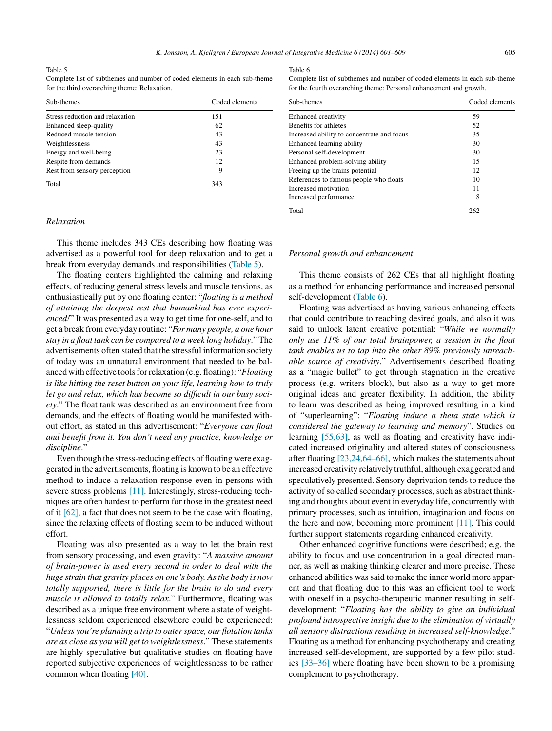Table 5
Complete list of subthemes and number of coded elements in each sub-theme for the third overarching theme: Relaxation.

| Sub-themes | Coded elements |
|---|---|
| Stress reduction and relaxation | 151 |
| Enhanced sleep-quality | 62 |
| Reduced muscle tension | 43 |
| Weightlessness | 43 |
| Energy and well-being | 23 |
| Respite from demands | 12 |
| Rest from sensory perception | 9 |
| Total | 343 |

### *Relaxation*

This theme includes 343 CEs describing how floating was advertised as a powerful tool for deep relaxation and to get a break from everyday demands and responsibilities (Table 5).

The floating centers highlighted the calming and relaxing effects, of reducing general stress levels and muscle tensions, as enthusiastically put by one floating center: "*floating is a method of attaining the deepest rest that humankind has ever experienced!*" It was presented as a way to get time for one-self, and to get a break from everyday routine: "*For many people, a one hour stay in a float tank can be compared to a week long holiday*." The advertisements often stated that the stressful information society of today was an unnatural environment that needed to be balanced with effective tools for relaxation (e.g. floating): "*Floating is like hitting the reset button on your life, learning how to truly let go and relax, which has become so difficult in our busy society*." The float tank was described as an environment free from demands, and the effects of floating would be manifested without effort, as stated in this advertisement: "*Everyone can float and benefit from it. You don't need any practice, knowledge or discipline*."

Even though the stress-reducing effects of floating were exaggerated in the advertisements, floating is known to be an effective method to induce a relaxation response even in persons with severe stress problems [11]. Interestingly, stress-reducing techniques are often hardest to perform for those in the greatest need of it [62], a fact that does not seem to be the case with floating, since the relaxing effects of floating seem to be induced without effort.

Floating was also presented as a way to let the brain rest from sensory processing, and even gravity: "*A massive amount of brain-power is used every second in order to deal with the huge strain that gravity places on one's body. As the body is now totally supported, there is little for the brain to do and every muscle is allowed to totally relax*." Furthermore, floating was described as a unique free environment where a state of weightlessness seldom experienced elsewhere could be experienced: "*Unless you're planning a trip to outer space, our flotation tanks are as close as you will get to weightlessness*." These statements are highly speculative but qualitative studies on floating have reported subjective experiences of weightlessness to be rather common when floating [40].

Table 6
Complete list of subthemes and number of coded elements in each sub-theme for the fourth overarching theme: Personal enhancement and growth.

| Sub-themes | Coded elements |
|---|---|
| Enhanced creativity | 59 |
| Benefits for athletes | 52 |
| Increased ability to concentrate and focus | 35 |
| Enhanced learning ability | 30 |
| Personal self-development | 30 |
| Enhanced problem-solving ability | 15 |
| Freeing up the brains potential | 12 |
| References to famous people who floats | 10 |
| Increased motivation | 11 |
| Increased performance | 8 |
| Total | 262 |

### *Personal growth and enhancement*

This theme consists of 262 CEs that all highlight floating as a method for enhancing performance and increased personal self-development (Table 6).

Floating was advertised as having various enhancing effects that could contribute to reaching desired goals, and also it was said to unlock latent creative potential: "*While we normally only use 11% of our total brainpower, a session in the float tank enables us to tap into the other 89% previously unreachable source of creativity*." Advertisements described floating as a "magic bullet" to get through stagnation in the creative process (e.g. writers block), but also as a way to get more original ideas and greater flexibility. In addition, the ability to learn was described as being improved resulting in a kind of "superlearning": "*Floating induce a theta state which is considered the gateway to learning and memory*". Studies on learning [55,63], as well as floating and creativity have indicated increased originality and altered states of consciousness after floating [23,24,64–66], which makes the statements about increased creativity relatively truthful, although exaggerated and speculatively presented. Sensory deprivation tends to reduce the activity of so called secondary processes, such as abstract thinking and thoughts about event in everyday life, concurrently with primary processes, such as intuition, imagination and focus on the here and now, becoming more prominent [11]. This could further support statements regarding enhanced creativity.

Other enhanced cognitive functions were described; e.g. the ability to focus and use concentration in a goal directed manner, as well as making thinking clearer and more precise. These enhanced abilities was said to make the inner world more apparent and that floating due to this was an efficient tool to work with oneself in a psycho-therapeutic manner resulting in self-development: "*Floating has the ability to give an individual profound introspective insight due to the elimination of virtually all sensory distractions resulting in increased self-knowledge*." Floating as a method for enhancing psychotherapy and creating increased self-development, are supported by a few pilot studies [33–36] where floating have been shown to be a promising complement to psychotherapy.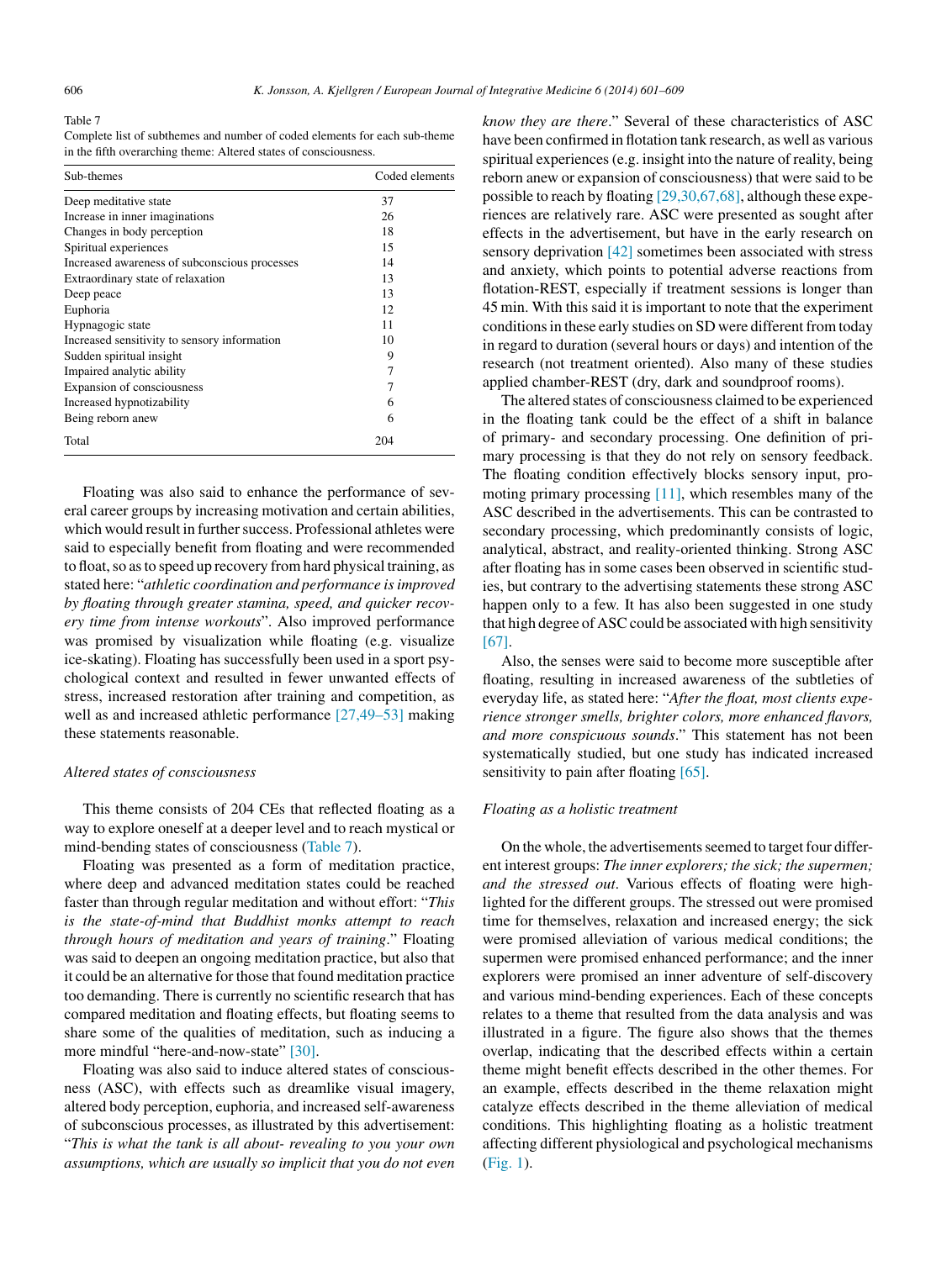Table 7
Complete list of subthemes and number of coded elements for each sub-theme in the fifth overarching theme: Altered states of consciousness.

| Sub-themes | Coded elements |
|---|---|
| Deep meditative state | 37 |
| Increase in inner imaginations | 26 |
| Changes in body perception | 18 |
| Spiritual experiences | 15 |
| Increased awareness of subconscious processes | 14 |
| Extraordinary state of relaxation | 13 |
| Deep peace | 13 |
| Euphoria | 12 |
| Hypnagogic state | 11 |
| Increased sensitivity to sensory information | 10 |
| Sudden spiritual insight | 9 |
| Impaired analytic ability | 7 |
| Expansion of consciousness | 7 |
| Increased hypnotizability | 6 |
| Being reborn anew | 6 |
| Total | 204 |

Floating was also said to enhance the performance of several career groups by increasing motivation and certain abilities, which would result in further success. Professional athletes were said to especially benefit from floating and were recommended to float, so as to speed up recovery from hard physical training, as stated here: "*athletic coordination and performance is improved by floating through greater stamina, speed, and quicker recovery time from intense workouts*". Also improved performance was promised by visualization while floating (e.g. visualize ice-skating). Floating has successfully been used in a sport psychological context and resulted in fewer unwanted effects of stress, increased restoration after training and competition, as well as and increased athletic performance [27,49–53] making these statements reasonable.

### Altered states of consciousness

This theme consists of 204 CEs that reflected floating as a way to explore oneself at a deeper level and to reach mystical or mind-bending states of consciousness (Table 7).

Floating was presented as a form of meditation practice, where deep and advanced meditation states could be reached faster than through regular meditation and without effort: "*This is the state-of-mind that Buddhist monks attempt to reach through hours of meditation and years of training*." Floating was said to deepen an ongoing meditation practice, but also that it could be an alternative for those that found meditation practice too demanding. There is currently no scientific research that has compared meditation and floating effects, but floating seems to share some of the qualities of meditation, such as inducing a more mindful "here-and-now-state" [30].

Floating was also said to induce altered states of consciousness (ASC), with effects such as dreamlike visual imagery, altered body perception, euphoria, and increased self-awareness of subconscious processes, as illustrated by this advertisement: "*This is what the tank is all about- revealing to you your own assumptions, which are usually so implicit that you do not even know they are there*." Several of these characteristics of ASC have been confirmed in flotation tank research, as well as various spiritual experiences (e.g. insight into the nature of reality, being reborn anew or expansion of consciousness) that were said to be possible to reach by floating [29,30,67,68], although these experiences are relatively rare. ASC were presented as sought after effects in the advertisement, but have in the early research on sensory deprivation [42] sometimes been associated with stress and anxiety, which points to potential adverse reactions from flotation-REST, especially if treatment sessions is longer than 45 min. With this said it is important to note that the experiment conditions in these early studies on SD were different from today in regard to duration (several hours or days) and intention of the research (not treatment oriented). Also many of these studies applied chamber-REST (dry, dark and soundproof rooms).

The altered states of consciousness claimed to be experienced in the floating tank could be the effect of a shift in balance of primary- and secondary processing. One definition of primary processing is that they do not rely on sensory feedback. The floating condition effectively blocks sensory input, promoting primary processing [11], which resembles many of the ASC described in the advertisements. This can be contrasted to secondary processing, which predominantly consists of logic, analytical, abstract, and reality-oriented thinking. Strong ASC after floating has in some cases been observed in scientific studies, but contrary to the advertising statements these strong ASC happen only to a few. It has also been suggested in one study that high degree of ASC could be associated with high sensitivity [67].

Also, the senses were said to become more susceptible after floating, resulting in increased awareness of the subtleties of everyday life, as stated here: "*After the float, most clients experience stronger smells, brighter colors, more enhanced flavors, and more conspicuous sounds*." This statement has not been systematically studied, but one study has indicated increased sensitivity to pain after floating [65].

### Floating as a holistic treatment

On the whole, the advertisements seemed to target four different interest groups: *The inner explorers; the sick; the supermen; and the stressed out*. Various effects of floating were highlighted for the different groups. The stressed out were promised time for themselves, relaxation and increased energy; the sick were promised alleviation of various medical conditions; the supermen were promised enhanced performance; and the inner explorers were promised an inner adventure of self-discovery and various mind-bending experiences. Each of these concepts relates to a theme that resulted from the data analysis and was illustrated in a figure. The figure also shows that the themes overlap, indicating that the described effects within a certain theme might benefit effects described in the other themes. For an example, effects described in the theme relaxation might catalyze effects described in the theme alleviation of medical conditions. This highlighting floating as a holistic treatment affecting different physiological and psychological mechanisms (Fig. 1).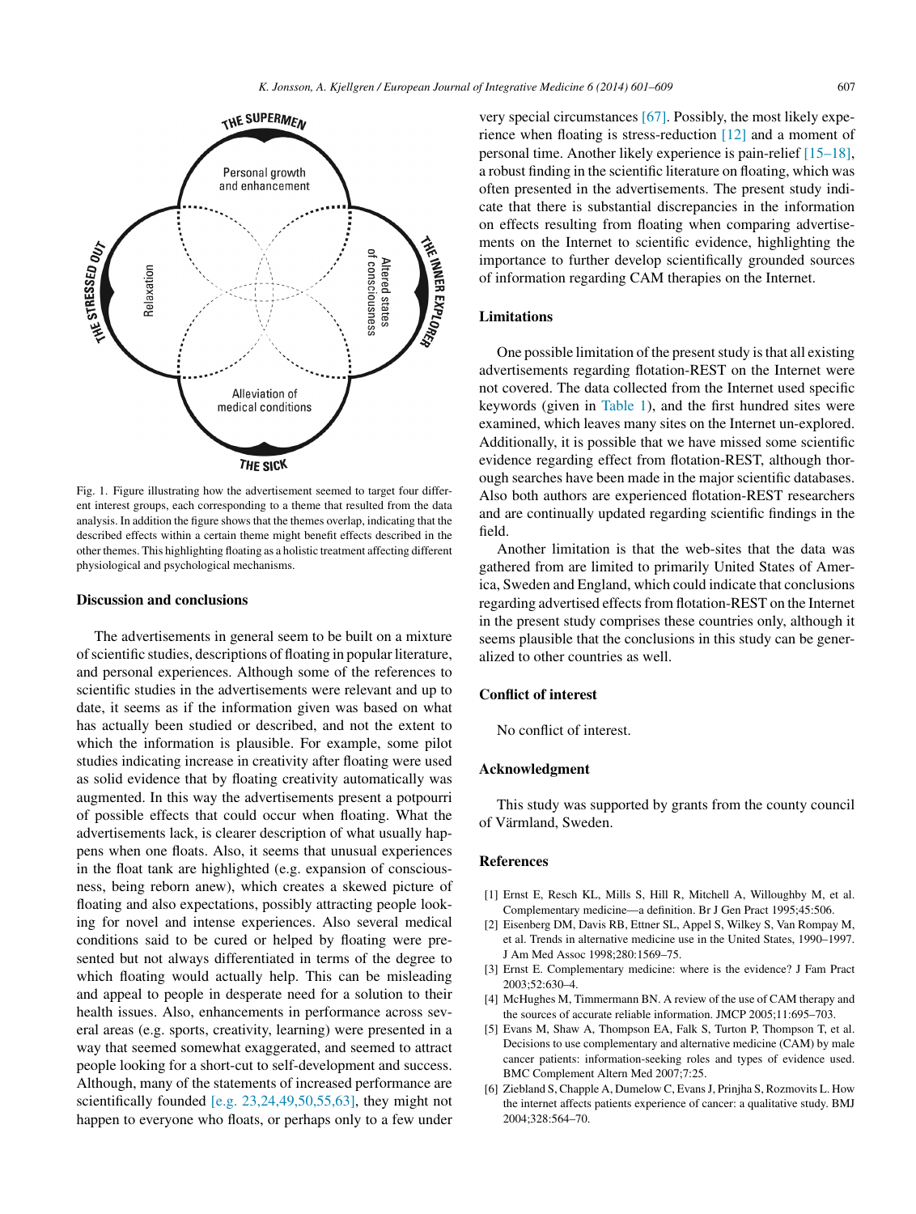Fig. 1. Figure illustrating how the advertisement seemed to target four different interest groups, each corresponding to a theme that resulted from the data analysis. In addition the figure shows that the themes overlap, indicating that the described effects within a certain theme might benefit effects described in the other themes. This highlighting floating as a holistic treatment affecting different physiological and psychological mechanisms.

## Discussion and conclusions

The advertisements in general seem to be built on a mixture of scientific studies, descriptions of floating in popular literature, and personal experiences. Although some of the references to scientific studies in the advertisements were relevant and up to date, it seems as if the information given was based on what has actually been studied or described, and not the extent to which the information is plausible. For example, some pilot studies indicating increase in creativity after floating were used as solid evidence that by floating creativity automatically was augmented. In this way the advertisements present a potpourri of possible effects that could occur when floating. What the advertisements lack, is clearer description of what usually happens when one floats. Also, it seems that unusual experiences in the float tank are highlighted (e.g. expansion of consciousness, being reborn anew), which creates a skewed picture of floating and also expectations, possibly attracting people looking for novel and intense experiences. Also several medical conditions said to be cured or helped by floating were presented but not always differentiated in terms of the degree to which floating would actually help. This can be misleading and appeal to people in desperate need for a solution to their health issues. Also, enhancements in performance across several areas (e.g. sports, creativity, learning) were presented in a way that seemed somewhat exaggerated, and seemed to attract people looking for a short-cut to self-development and success. Although, many of the statements of increased performance are scientifically founded [e.g. 23,24,49,50,55,63], they might not happen to everyone who floats, or perhaps only to a few under very special circumstances [67]. Possibly, the most likely experience when floating is stress-reduction [12] and a moment of personal time. Another likely experience is pain-relief [15–18], a robust finding in the scientific literature on floating, which was often presented in the advertisements. The present study indicate that there is substantial discrepancies in the information on effects resulting from floating when comparing advertisements on the Internet to scientific evidence, highlighting the importance to further develop scientifically grounded sources of information regarding CAM therapies on the Internet.

## Limitations

One possible limitation of the present study is that all existing advertisements regarding flotation-REST on the Internet were not covered. The data collected from the Internet used specific keywords (given in Table 1), and the first hundred sites were examined, which leaves many sites on the Internet un-explored. Additionally, it is possible that we have missed some scientific evidence regarding effect from flotation-REST, although thorough searches have been made in the major scientific databases. Also both authors are experienced flotation-REST researchers and are continually updated regarding scientific findings in the field.

Another limitation is that the web-sites that the data was gathered from are limited to primarily United States of America, Sweden and England, which could indicate that conclusions regarding advertised effects from flotation-REST on the Internet in the present study comprises these countries only, although it seems plausible that the conclusions in this study can be generalized to other countries as well.

## Conflict of interest

No conflict of interest.

## Acknowledgment

This study was supported by grants from the county council of Värmland, Sweden.

## References

[1] Ernst E, Resch KL, Mills S, Hill R, Mitchell A, Willoughby M, et al. Complementary medicine—a definition. Br J Gen Pract 1995;45:506.

[2] Eisenberg DM, Davis RB, Ettner SL, Appel S, Wilkey S, Van Rompay M, et al. Trends in alternative medicine use in the United States, 1990–1997. J Am Med Assoc 1998;280:1569–75.

[3] Ernst E. Complementary medicine: where is the evidence? J Fam Pract 2003;52:630–4.

[4] McHughes M, Timmermann BN. A review of the use of CAM therapy and the sources of accurate reliable information. JMCP 2005;11:695–703.

[5] Evans M, Shaw A, Thompson EA, Falk S, Turton P, Thompson T, et al. Decisions to use complementary and alternative medicine (CAM) by male cancer patients: information-seeking roles and types of evidence used. BMC Complement Altern Med 2007;7:25.

[6] Ziebland S, Chapple A, Dumelow C, Evans J, Prinjha S, Rozmovits L. How the internet affects patients experience of cancer: a qualitative study. BMJ 2004;328:564–70.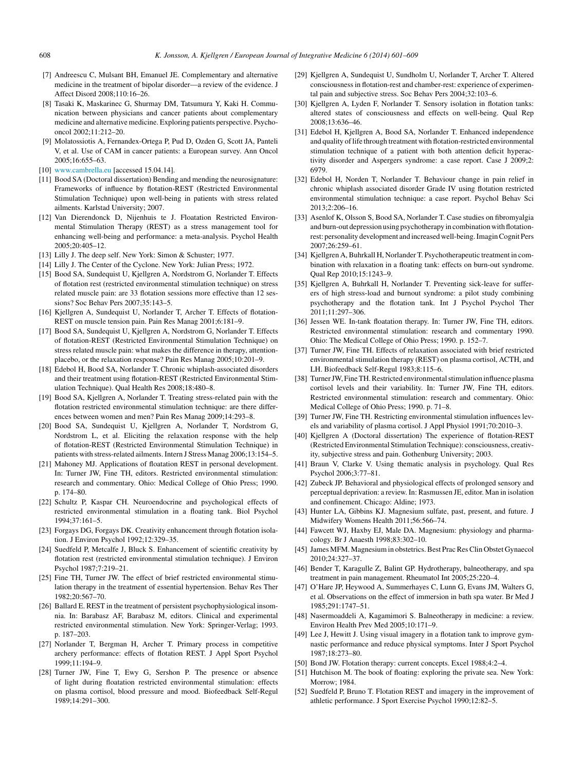[7] Andreescu C, Mulsant BH, Emanuel JE. Complementary and alternative medicine in the treatment of bipolar disorder—a review of the evidence. J Affect Disord 2008;110:16–26.

[8] Tasaki K, Maskarinec G, Shurmay DM, Tatsumura Y, Kaki H. Communication between physicians and cancer patients about complementary medicine and alternative medicine. Exploring patients perspective. Psychooncol 2002;11:212–20.

[9] Molatossiotis A, Fernandex-Ortega P, Pud D, Ozden G, Scott JA, Panteli V, et al. Use of CAM in cancer patients: a European survey. Ann Oncol 2005;16:655–63.

[10] www.cambrella.eu [accessed 15.04.14].

[11] Bood SA (Doctoral dissertation) Bending and mending the neurosignature: Frameworks of influence by flotation-REST (Restricted Environmental Stimulation Technique) upon well-being in patients with stress related ailments. Karlstad University; 2007.

[12] Van Dierendonck D, Nijenhuis te J. Floatation Restricted Environmental Stimulation Therapy (REST) as a stress management tool for enhancing well-being and performance: a meta-analysis. Psychol Health 2005;20:405–12.

[13] Lilly J. The deep self. New York: Simon & Schuster; 1977.

[14] Lilly J. The Center of the Cyclone. New York: Julian Press; 1972.

[15] Bood SA, Sundequist U, Kjellgren A, Nordstrom G, Norlander T. Effects of flotation rest (restricted environmental stimulation technique) on stress related muscle pain: are 33 flotation sessions more effective than 12 sessions? Soc Behav Pers 2007;35:143–5.

[16] Kjellgren A, Sundequist U, Norlander T, Archer T. Effects of flotation-REST on muscle tension pain. Pain Res Manag 2001;6:181–9.

[17] Bood SA, Sundequist U, Kjellgren A, Nordstrom G, Norlander T. Effects of flotation-REST (Restricted Environmental Stimulation Technique) on stress related muscle pain: what makes the difference in therapy, attention-placebo, or the relaxation response? Pain Res Manag 2005;10:201–9.

[18] Edebol H, Bood SA, Norlander T. Chronic whiplash-associated disorders and their treatment using flotation-REST (Restricted Environmental Stimulation Technique). Qual Health Res 2008;18:480–8.

[19] Bood SA, Kjellgren A, Norlander T. Treating stress-related pain with the flotation restricted environmental stimulation technique: are there differences between women and men? Pain Res Manag 2009;14:293–8.

[20] Bood SA, Sundequist U, Kjellgren A, Norlander T, Nordstrom G, Nordstrom L, et al. Eliciting the relaxation response with the help of flotation-REST (Restricted Environmental Stimulation Technique) in patients with stress-related ailments. Intern J Stress Manag 2006;13:154–5.

[21] Mahoney MJ. Applications of floatation REST in personal development. In: Turner JW, Fine TH, editors. Restricted environmental stimulation: research and commentary. Ohio: Medical College of Ohio Press; 1990. p. 174–80.

[22] Schultz P, Kaspar CH. Neuroendocrine and psychological effects of restricted environmental stimulation in a floating tank. Biol Psychol 1994;37:161–5.

[23] Forgays DG, Forgays DK. Creativity enhancement through flotation isolation. J Environ Psychol 1992;12:329–35.

[24] Suedfeld P, Metcalfe J, Bluck S. Enhancement of scientific creativity by flotation rest (restricted environmental stimulation technique). J Environ Psychol 1987;7:219–21.

[25] Fine TH, Turner JW. The effect of brief restricted environmental stimulation therapy in the treatment of essential hypertension. Behav Res Ther 1982;20:567–70.

[26] Ballard E. REST in the treatment of persistent psychophysiological insomnia. In: Barabasz AF, Barabasz M, editors. Clinical and experimental restricted environmental stimulation. New York: Springer-Verlag; 1993. p. 187–203.

[27] Norlander T, Bergman H, Archer T. Primary process in competitive archery performance: effects of flotation REST. J Appl Sport Psychol 1999;11:194–9.

[28] Turner JW, Fine T, Ewy G, Sershon P. The presence or absence of light during floatation restricted environmental stimulation: effects on plasma cortisol, blood pressure and mood. Biofeedback Self-Regul 1989;14:291–300.

[29] Kjellgren A, Sundequist U, Sundholm U, Norlander T, Archer T. Altered consciousness in flotation-rest and chamber-rest: experience of experimental pain and subjective stress. Soc Behav Pers 2004;32:103–6.

[30] Kjellgren A, Lyden F, Norlander T. Sensory isolation in flotation tanks: altered states of consciousness and effects on well-being. Qual Rep 2008;13:636–46.

[31] Edebol H, Kjellgren A, Bood SA, Norlander T. Enhanced independence and quality of life through treatment with flotation-restricted environmental stimulation technique of a patient with both attention deficit hyperactivity disorder and Aspergers syndrome: a case report. Case J 2009;2: 6979.

[32] Edebol H, Norden T, Norlander T. Behaviour change in pain relief in chronic whiplash associated disorder Grade IV using flotation restricted environmental stimulation technique: a case report. Psychol Behav Sci 2013;2:206–16.

[33] Asenlof K, Olsson S, Bood SA, Norlander T. Case studies on fibromyalgia and burn-out depression using psychotherapy in combination with flotation-rest: personality development and increased well-being. Imagin Cognit Pers 2007;26:259–61.

[34] Kjellgren A, Buhrkall H, Norlander T. Psychotherapeutic treatment in combination with relaxation in a floating tank: effects on burn-out syndrome. Qual Rep 2010;15:1243–9.

[35] Kjellgren A, Buhrkall H, Norlander T. Preventing sick-leave for sufferers of high stress-load and burnout syndrome: a pilot study combining psychotherapy and the flotation tank. Int J Psychol Psychol Ther 2011;11:297–306.

[36] Jessen WE. In-tank floatation therapy. In: Turner JW, Fine TH, editors. Restricted environmental stimulation: research and commentary 1990. Ohio: The Medical College of Ohio Press; 1990. p. 152–7.

[37] Turner JW, Fine TH. Effects of relaxation associated with brief restricted environmental stimulation therapy (REST) on plasma cortisol, ACTH, and LH. Biofeedback Self-Regul 1983;8:115–6.

[38] Turner JW, Fine TH. Restricted environmental stimulation influence plasma cortisol levels and their variability. In: Turner JW, Fine TH, editors. Restricted environmental stimulation: research and commentary. Ohio: Medical College of Ohio Press; 1990. p. 71–8.

[39] Turner JW, Fine TH. Restricting environmental stimulation influences levels and variability of plasma cortisol. J Appl Physiol 1991;70:2010–3.

[40] Kjellgren A (Doctoral dissertation) The experience of flotation-REST (Restricted Environmental Stimulation Technique): consciousness, creativity, subjective stress and pain. Gothenburg University; 2003.

[41] Braun V, Clarke V. Using thematic analysis in psychology. Qual Res Psychol 2006;3:77–81.

[42] Zubeck JP. Behavioral and physiological effects of prolonged sensory and perceptual deprivation: a review. In: Rasmussen JE, editor. Man in isolation and confinement. Chicago: Aldine; 1973.

[43] Hunter LA, Gibbins KJ. Magnesium sulfate, past, present, and future. J Midwifery Womens Health 2011;56:566–74.

[44] Fawcett WJ, Haxby EJ, Male DA. Magnesium: physiology and pharmacology. Br J Anaesth 1998;83:302–10.

[45] James MFM. Magnesium in obstetrics. Best Prac Res Clin Obstet Gynaecol 2010;24:327–37.

[46] Bender T, Karagulle Z, Balint GP. Hydrotherapy, balneotherapy, and spa treatment in pain management. Rheumatol Int 2005;25:220–4.

[47] O'Hare JP, Heywood A, Summerhayes C, Lunn G, Evans JM, Walters G, et al. Observations on the effect of immersion in bath spa water. Br Med J 1985;291:1747–51.

[48] Nasermoaddeli A, Kagamimori S. Balneotherapy in medicine: a review. Environ Health Prev Med 2005;10:171–9.

[49] Lee J, Hewitt J. Using visual imagery in a flotation tank to improve gymnastic performance and reduce physical symptoms. Inter J Sport Psychol 1987;18:273–80.

[50] Bond JW. Flotation therapy: current concepts. Excel 1988;4:2–4.

[51] Hutchison M. The book of floating: exploring the private sea. New York: Morrow; 1984.

[52] Suedfeld P, Bruno T. Flotation REST and imagery in the improvement of athletic performance. J Sport Exercise Psychol 1990;12:82–5.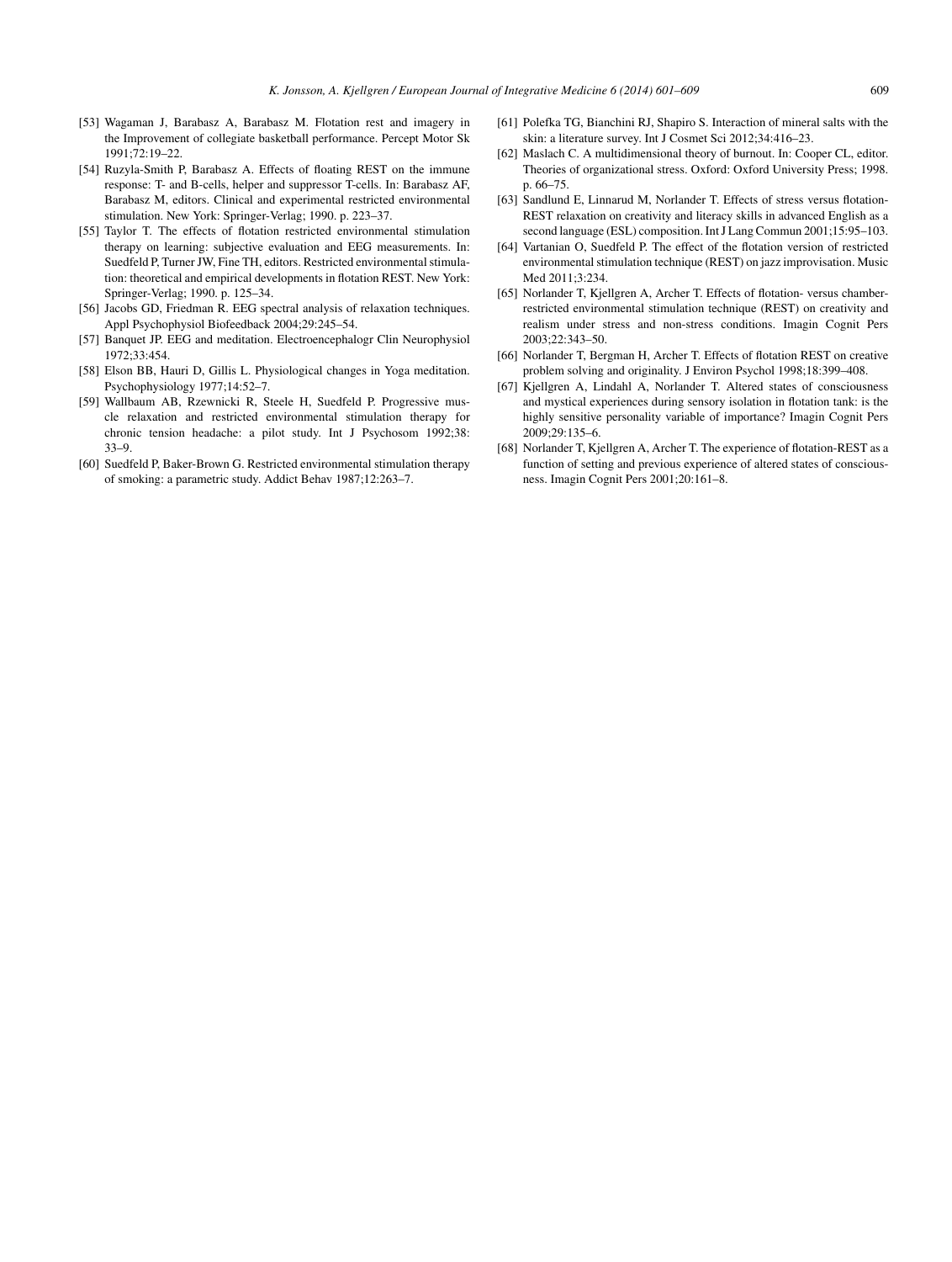[53] Wagaman J, Barabasz A, Barabasz M. Flotation rest and imagery in the Improvement of collegiate basketball performance. Percept Motor Sk 1991;72:19–22.

[54] Ruzyla-Smith P, Barabasz A. Effects of floating REST on the immune response: T- and B-cells, helper and suppressor T-cells. In: Barabasz AF, Barabasz M, editors. Clinical and experimental restricted environmental stimulation. New York: Springer-Verlag; 1990. p. 223–37.

[55] Taylor T. The effects of flotation restricted environmental stimulation therapy on learning: subjective evaluation and EEG measurements. In: Suedfeld P, Turner JW, Fine TH, editors. Restricted environmental stimulation: theoretical and empirical developments in flotation REST. New York: Springer-Verlag; 1990. p. 125–34.

[56] Jacobs GD, Friedman R. EEG spectral analysis of relaxation techniques. Appl Psychophysiol Biofeedback 2004;29:245–54.

[57] Banquet JP. EEG and meditation. Electroencephalogr Clin Neurophysiol 1972;33:454.

[58] Elson BB, Hauri D, Gillis L. Physiological changes in Yoga meditation. Psychophysiology 1977;14:52–7.

[59] Wallbaum AB, Rzewnicki R, Steele H, Suedfeld P. Progressive muscle relaxation and restricted environmental stimulation therapy for chronic tension headache: a pilot study. Int J Psychosom 1992;38: 33–9.

[60] Suedfeld P, Baker-Brown G. Restricted environmental stimulation therapy of smoking: a parametric study. Addict Behav 1987;12:263–7.

[61] Polefka TG, Bianchini RJ, Shapiro S. Interaction of mineral salts with the skin: a literature survey. Int J Cosmet Sci 2012;34:416–23.

[62] Maslach C. A multidimensional theory of burnout. In: Cooper CL, editor. Theories of organizational stress. Oxford: Oxford University Press; 1998. p. 66–75.

[63] Sandlund E, Linnarud M, Norlander T. Effects of stress versus flotation-REST relaxation on creativity and literacy skills in advanced English as a second language (ESL) composition. Int J Lang Commun 2001;15:95–103.

[64] Vartanian O, Suedfeld P. The effect of the flotation version of restricted environmental stimulation technique (REST) on jazz improvisation. Music Med 2011;3:234.

[65] Norlander T, Kjellgren A, Archer T. Effects of flotation- versus chamber-restricted environmental stimulation technique (REST) on creativity and realism under stress and non-stress conditions. Imagin Cognit Pers 2003;22:343–50.

[66] Norlander T, Bergman H, Archer T. Effects of flotation REST on creative problem solving and originality. J Environ Psychol 1998;18:399–408.

[67] Kjellgren A, Lindahl A, Norlander T. Altered states of consciousness and mystical experiences during sensory isolation in flotation tank: is the highly sensitive personality variable of importance? Imagin Cognit Pers 2009;29:135–6.

[68] Norlander T, Kjellgren A, Archer T. The experience of flotation-REST as a function of setting and previous experience of altered states of consciousness. Imagin Cognit Pers 2001;20:161–8.